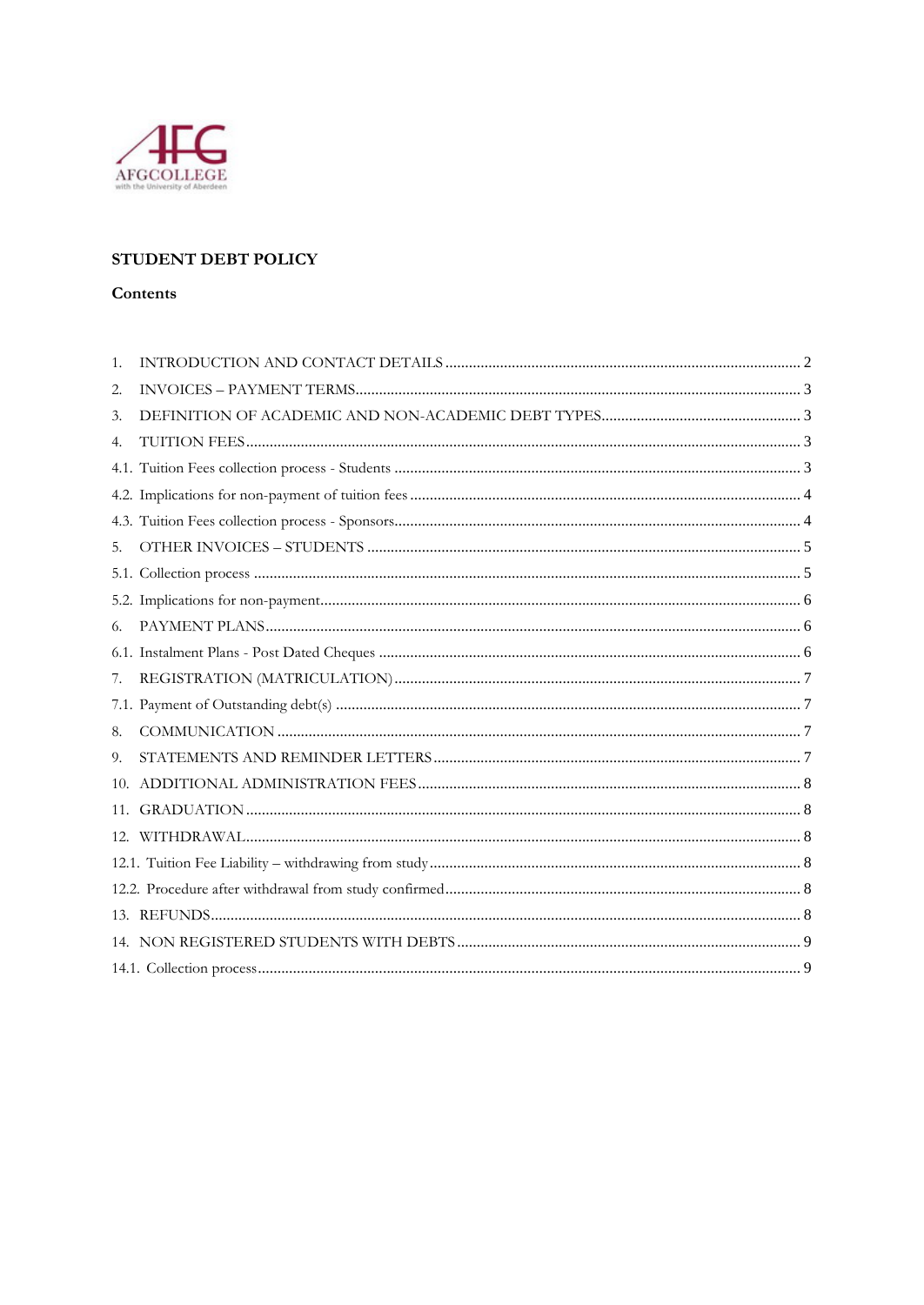AFGCOLLEGE
with the University of Aberdeen

# STUDENT DEBT POLICY

## Contents

1. INTRODUCTION AND CONTACT DETAILS .......... 2
2. INVOICES – PAYMENT TERMS .......... 3
3. DEFINITION OF ACADEMIC AND NON-ACADEMIC DEBT TYPES .......... 3
4. TUITION FEES .......... 3
4.1. Tuition Fees collection process - Students .......... 3
4.2. Implications for non-payment of tuition fees .......... 4
4.3. Tuition Fees collection process - Sponsors .......... 4
5. OTHER INVOICES – STUDENTS .......... 5
5.1. Collection process .......... 5
5.2. Implications for non-payment .......... 6
6. PAYMENT PLANS .......... 6
6.1. Instalment Plans - Post Dated Cheques .......... 6
7. REGISTRATION (MATRICULATION) .......... 7
7.1. Payment of Outstanding debt(s) .......... 7
8. COMMUNICATION .......... 7
9. STATEMENTS AND REMINDER LETTERS .......... 7
10. ADDITIONAL ADMINISTRATION FEES .......... 8
11. GRADUATION .......... 8
12. WITHDRAWAL .......... 8
12.1. Tuition Fee Liability – withdrawing from study .......... 8
12.2. Procedure after withdrawal from study confirmed .......... 8
13. REFUNDS .......... 8
14. NON REGISTERED STUDENTS WITH DEBTS .......... 9
14.1. Collection process .......... 9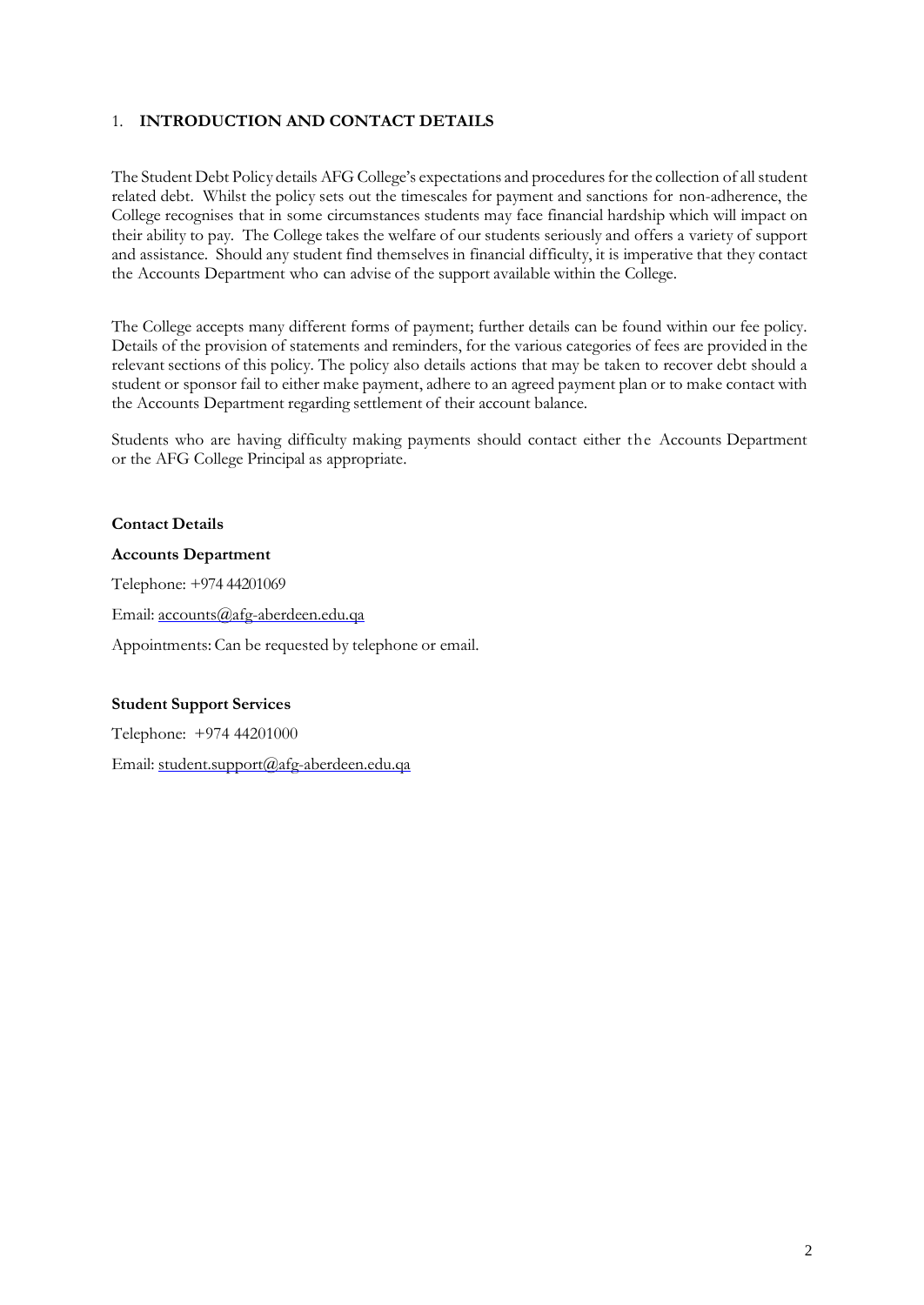## 1. INTRODUCTION AND CONTACT DETAILS

The Student Debt Policy details AFG College's expectations and procedures for the collection of all student related debt. Whilst the policy sets out the timescales for payment and sanctions for non-adherence, the College recognises that in some circumstances students may face financial hardship which will impact on their ability to pay. The College takes the welfare of our students seriously and offers a variety of support and assistance. Should any student find themselves in financial difficulty, it is imperative that they contact the Accounts Department who can advise of the support available within the College.

The College accepts many different forms of payment; further details can be found within our fee policy. Details of the provision of statements and reminders, for the various categories of fees are provided in the relevant sections of this policy. The policy also details actions that may be taken to recover debt should a student or sponsor fail to either make payment, adhere to an agreed payment plan or to make contact with the Accounts Department regarding settlement of their account balance.

Students who are having difficulty making payments should contact either the Accounts Department or the AFG College Principal as appropriate.

**Contact Details**

**Accounts Department**

Telephone: +974 44201069

Email: accounts@afg-aberdeen.edu.qa

Appointments: Can be requested by telephone or email.

**Student Support Services**

Telephone: +974 44201000

Email: student.support@afg-aberdeen.edu.qa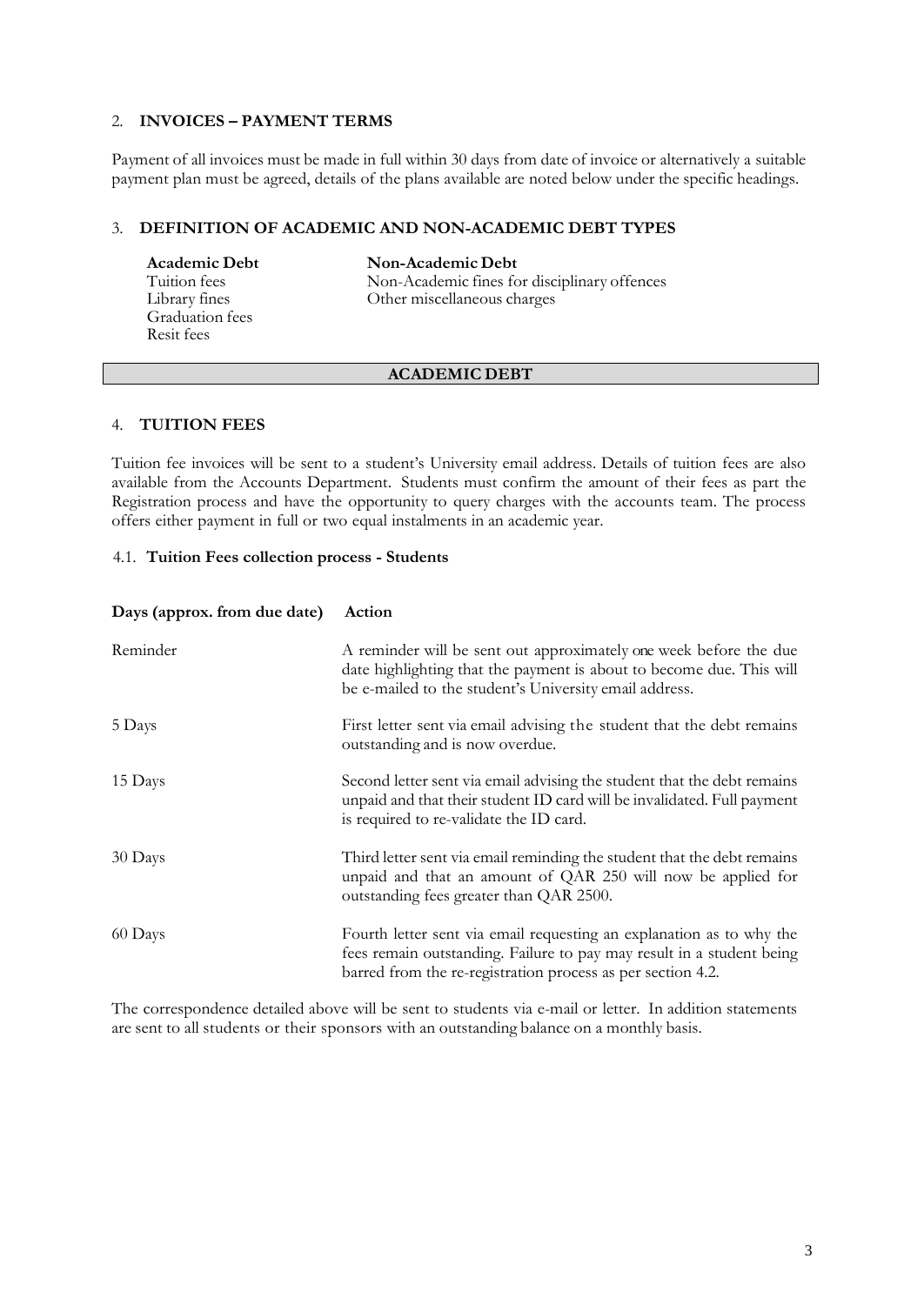## 2. INVOICES – PAYMENT TERMS

Payment of all invoices must be made in full within 30 days from date of invoice or alternatively a suitable payment plan must be agreed, details of the plans available are noted below under the specific headings.

## 3. DEFINITION OF ACADEMIC AND NON-ACADEMIC DEBT TYPES

| Academic Debt | Non-Academic Debt |
|---|---|
| Tuition fees | Non-Academic fines for disciplinary offences |
| Library fines | Other miscellaneous charges |
| Graduation fees | |
| Resit fees | |

## ACADEMIC DEBT

## 4. TUITION FEES

Tuition fee invoices will be sent to a student's University email address. Details of tuition fees are also available from the Accounts Department. Students must confirm the amount of their fees as part the Registration process and have the opportunity to query charges with the accounts team. The process offers either payment in full or two equal instalments in an academic year.

### 4.1. Tuition Fees collection process - Students

| Days (approx. from due date) | Action |
|---|---|
| Reminder | A reminder will be sent out approximately one week before the due date highlighting that the payment is about to become due. This will be e-mailed to the student's University email address. |
| 5 Days | First letter sent via email advising the student that the debt remains outstanding and is now overdue. |
| 15 Days | Second letter sent via email advising the student that the debt remains unpaid and that their student ID card will be invalidated. Full payment is required to re-validate the ID card. |
| 30 Days | Third letter sent via email reminding the student that the debt remains unpaid and that an amount of QAR 250 will now be applied for outstanding fees greater than QAR 2500. |
| 60 Days | Fourth letter sent via email requesting an explanation as to why the fees remain outstanding. Failure to pay may result in a student being barred from the re-registration process as per section 4.2. |

The correspondence detailed above will be sent to students via e-mail or letter. In addition statements are sent to all students or their sponsors with an outstanding balance on a monthly basis.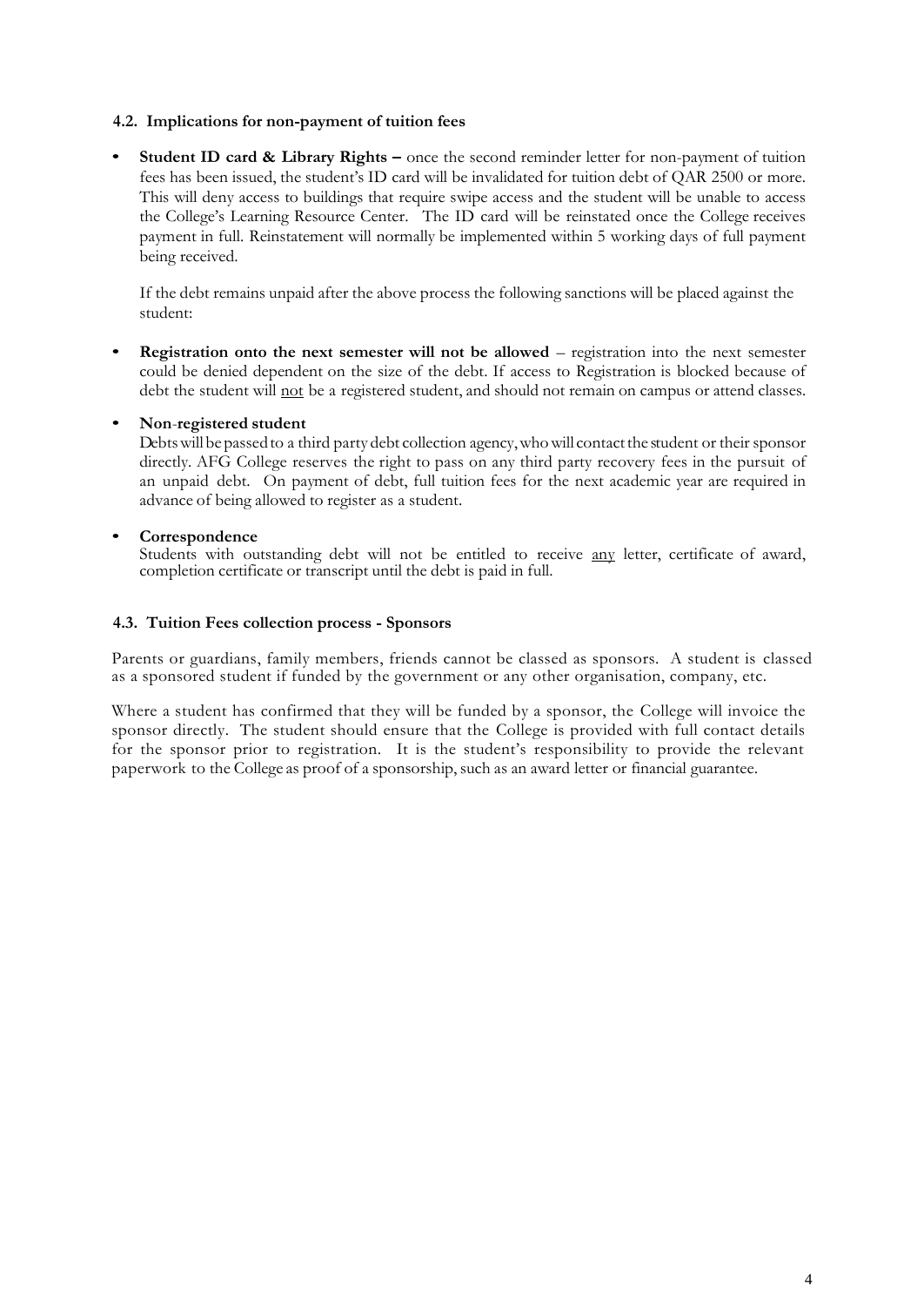#### 4.2. Implications for non-payment of tuition fees

- **Student ID card & Library Rights –** once the second reminder letter for non-payment of tuition fees has been issued, the student's ID card will be invalidated for tuition debt of QAR 2500 or more. This will deny access to buildings that require swipe access and the student will be unable to access the College's Learning Resource Center. The ID card will be reinstated once the College receives payment in full. Reinstatement will normally be implemented within 5 working days of full payment being received.

  If the debt remains unpaid after the above process the following sanctions will be placed against the student:

- **Registration onto the next semester will not be allowed** – registration into the next semester could be denied dependent on the size of the debt. If access to Registration is blocked because of debt the student will <u>not</u> be a registered student, and should not remain on campus or attend classes.

- **Non-registered student**
  Debts will be passed to a third party debt collection agency, who will contact the student or their sponsor directly. AFG College reserves the right to pass on any third party recovery fees in the pursuit of an unpaid debt. On payment of debt, full tuition fees for the next academic year are required in advance of being allowed to register as a student.

- **Correspondence**
  Students with outstanding debt will not be entitled to receive <u>any</u> letter, certificate of award, completion certificate or transcript until the debt is paid in full.

#### 4.3. Tuition Fees collection process - Sponsors

Parents or guardians, family members, friends cannot be classed as sponsors. A student is classed as a sponsored student if funded by the government or any other organisation, company, etc.

Where a student has confirmed that they will be funded by a sponsor, the College will invoice the sponsor directly. The student should ensure that the College is provided with full contact details for the sponsor prior to registration. It is the student's responsibility to provide the relevant paperwork to the College as proof of a sponsorship, such as an award letter or financial guarantee.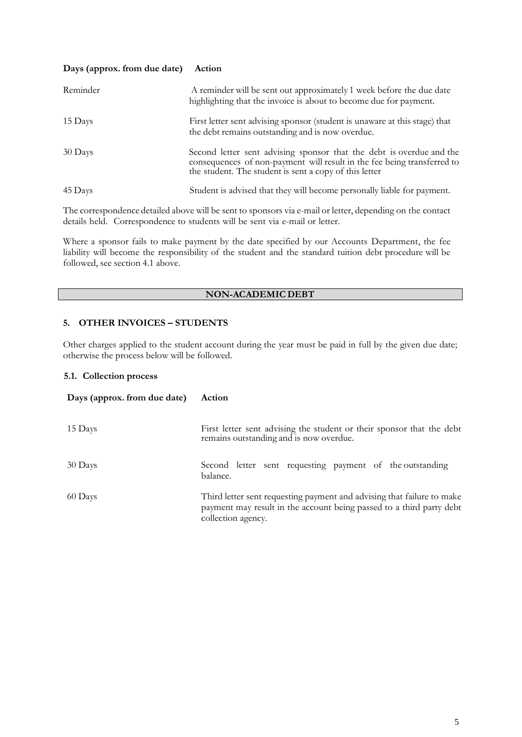| Days (approx. from due date) | Action |
|---|---|
| Reminder | A reminder will be sent out approximately 1 week before the due date highlighting that the invoice is about to become due for payment. |
| 15 Days | First letter sent advising sponsor (student is unaware at this stage) that the debt remains outstanding and is now overdue. |
| 30 Days | Second letter sent advising sponsor that the debt is overdue and the consequences of non-payment will result in the fee being transferred to the student. The student is sent a copy of this letter |
| 45 Days | Student is advised that they will become personally liable for payment. |

The correspondence detailed above will be sent to sponsors via e-mail or letter, depending on the contact details held. Correspondence to students will be sent via e-mail or letter.

Where a sponsor fails to make payment by the date specified by our Accounts Department, the fee liability will become the responsibility of the student and the standard tuition debt procedure will be followed, see section 4.1 above.

## NON-ACADEMIC DEBT

## 5. OTHER INVOICES – STUDENTS

Other charges applied to the student account during the year must be paid in full by the given due date; otherwise the process below will be followed.

### 5.1. Collection process

| Days (approx. from due date) | Action |
|---|---|
| 15 Days | First letter sent advising the student or their sponsor that the debt remains outstanding and is now overdue. |
| 30 Days | Second letter sent requesting payment of the outstanding balance. |
| 60 Days | Third letter sent requesting payment and advising that failure to make payment may result in the account being passed to a third party debt collection agency. |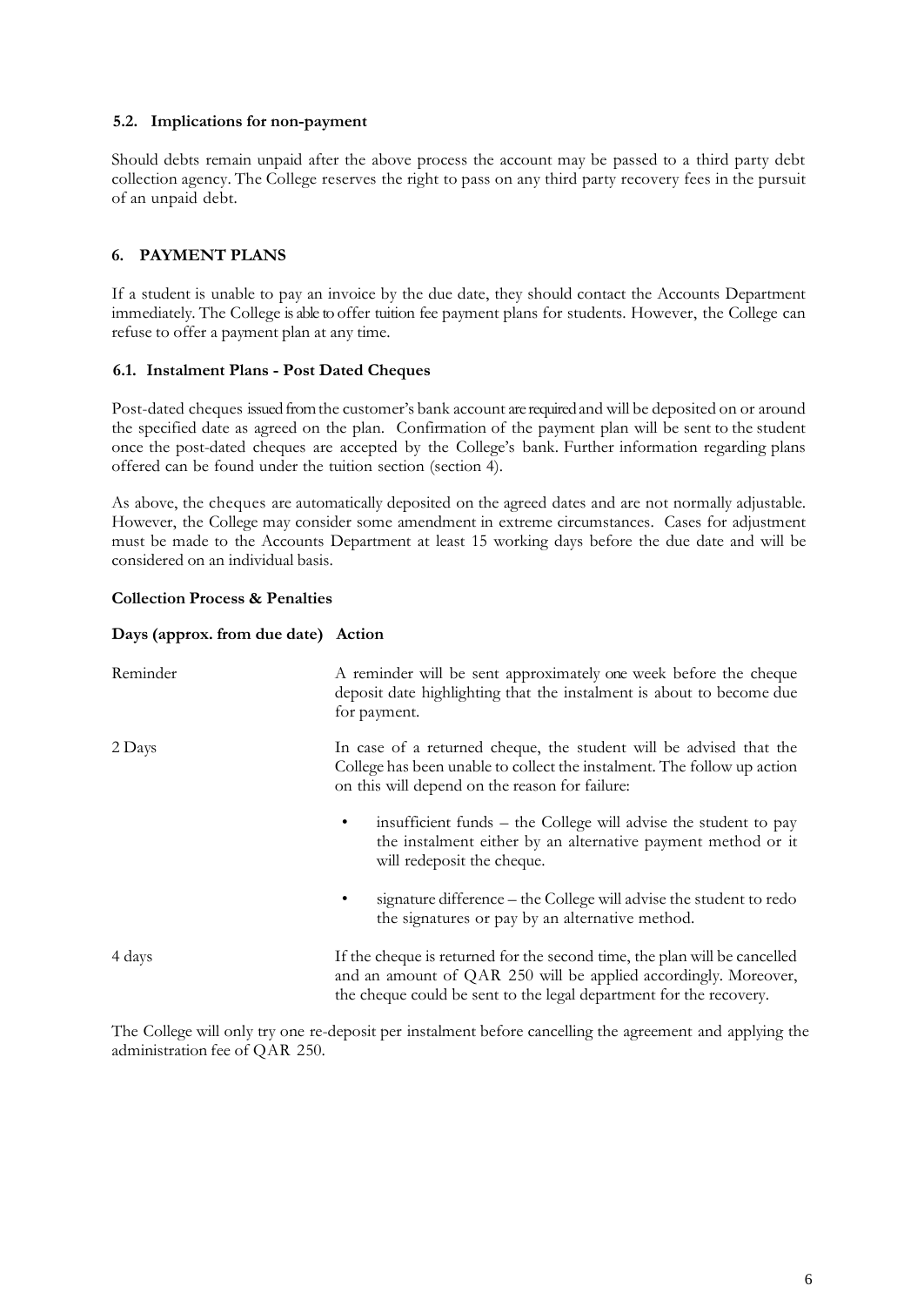### 5.2. Implications for non-payment

Should debts remain unpaid after the above process the account may be passed to a third party debt collection agency. The College reserves the right to pass on any third party recovery fees in the pursuit of an unpaid debt.

## 6. PAYMENT PLANS

If a student is unable to pay an invoice by the due date, they should contact the Accounts Department immediately. The College is able to offer tuition fee payment plans for students. However, the College can refuse to offer a payment plan at any time.

### 6.1. Instalment Plans - Post Dated Cheques

Post-dated cheques issued from the customer's bank account are required and will be deposited on or around the specified date as agreed on the plan. Confirmation of the payment plan will be sent to the student once the post-dated cheques are accepted by the College's bank. Further information regarding plans offered can be found under the tuition section (section 4).

As above, the cheques are automatically deposited on the agreed dates and are not normally adjustable. However, the College may consider some amendment in extreme circumstances. Cases for adjustment must be made to the Accounts Department at least 15 working days before the due date and will be considered on an individual basis.

**Collection Process & Penalties**

| Days (approx. from due date) | Action |
|---|---|
| Reminder | A reminder will be sent approximately one week before the cheque deposit date highlighting that the instalment is about to become due for payment. |
| 2 Days | In case of a returned cheque, the student will be advised that the College has been unable to collect the instalment. The follow up action on this will depend on the reason for failure:<br>• insufficient funds – the College will advise the student to pay the instalment either by an alternative payment method or it will redeposit the cheque.<br>• signature difference – the College will advise the student to redo the signatures or pay by an alternative method. |
| 4 days | If the cheque is returned for the second time, the plan will be cancelled and an amount of QAR 250 will be applied accordingly. Moreover, the cheque could be sent to the legal department for the recovery. |

The College will only try one re-deposit per instalment before cancelling the agreement and applying the administration fee of QAR 250.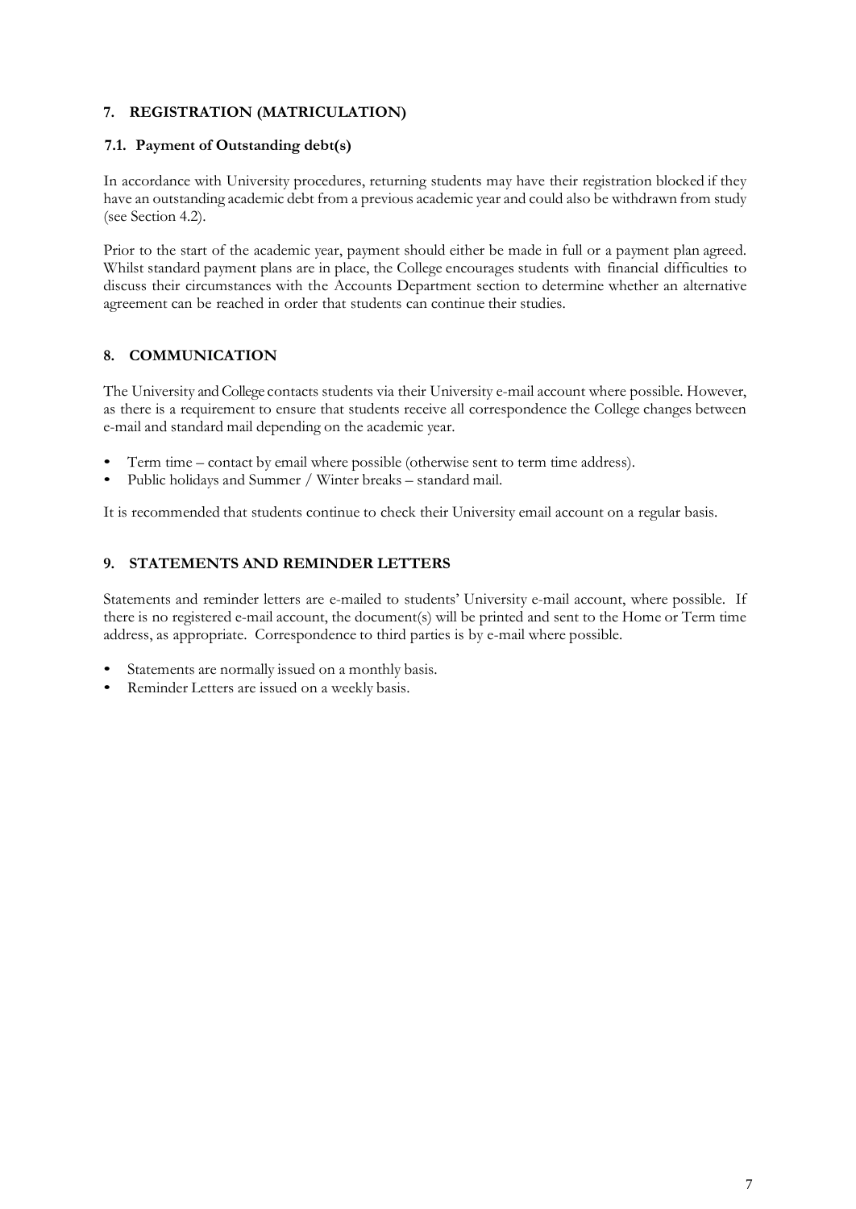## 7. REGISTRATION (MATRICULATION)

### 7.1. Payment of Outstanding debt(s)

In accordance with University procedures, returning students may have their registration blocked if they have an outstanding academic debt from a previous academic year and could also be withdrawn from study (see Section 4.2).

Prior to the start of the academic year, payment should either be made in full or a payment plan agreed. Whilst standard payment plans are in place, the College encourages students with financial difficulties to discuss their circumstances with the Accounts Department section to determine whether an alternative agreement can be reached in order that students can continue their studies.

## 8. COMMUNICATION

The University and College contacts students via their University e-mail account where possible. However, as there is a requirement to ensure that students receive all correspondence the College changes between e-mail and standard mail depending on the academic year.

- Term time – contact by email where possible (otherwise sent to term time address).
- Public holidays and Summer / Winter breaks – standard mail.

It is recommended that students continue to check their University email account on a regular basis.

## 9. STATEMENTS AND REMINDER LETTERS

Statements and reminder letters are e-mailed to students' University e-mail account, where possible. If there is no registered e-mail account, the document(s) will be printed and sent to the Home or Term time address, as appropriate. Correspondence to third parties is by e-mail where possible.

- Statements are normally issued on a monthly basis.
- Reminder Letters are issued on a weekly basis.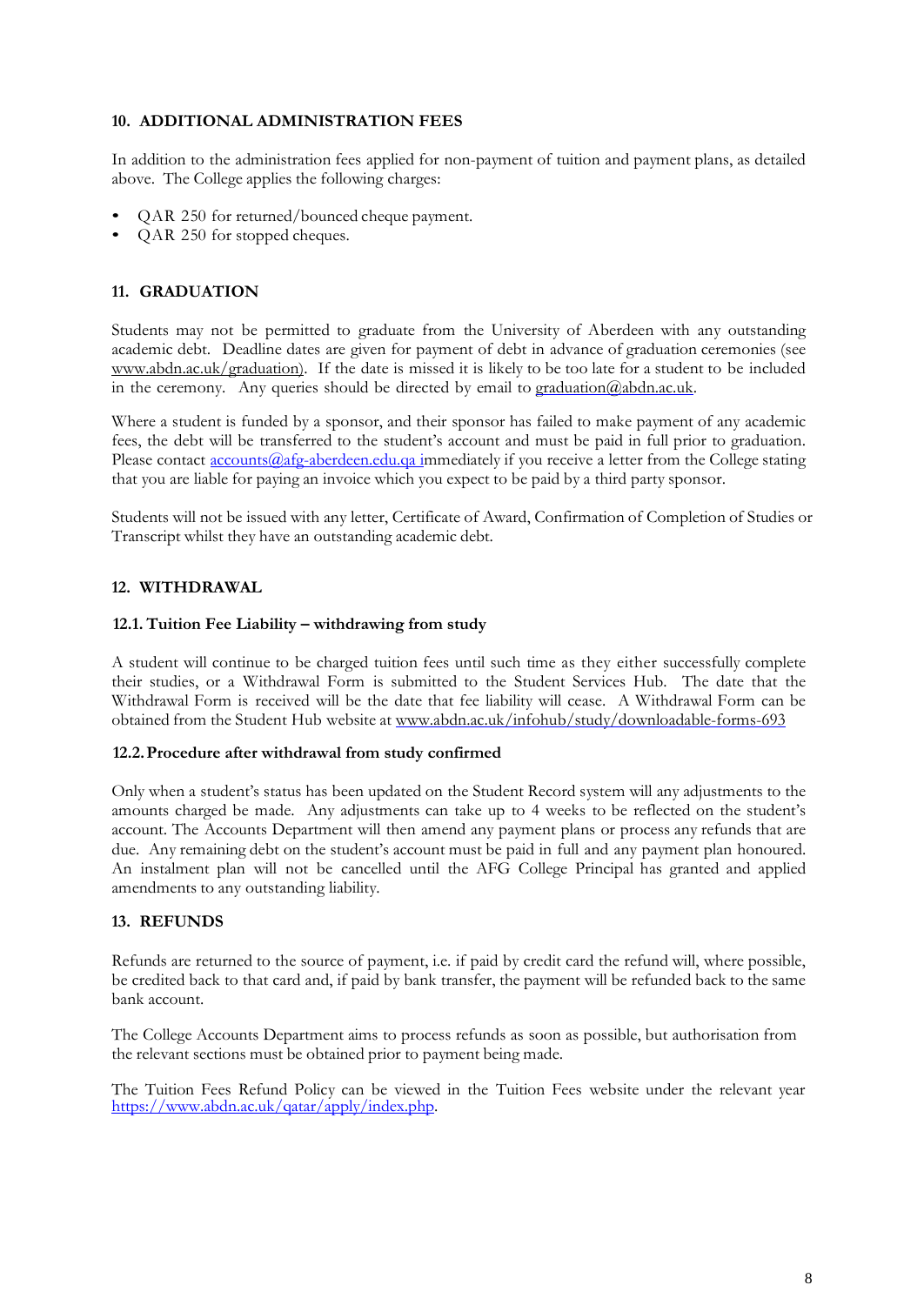## 10. ADDITIONAL ADMINISTRATION FEES

In addition to the administration fees applied for non-payment of tuition and payment plans, as detailed above. The College applies the following charges:

- QAR 250 for returned/bounced cheque payment.
- QAR 250 for stopped cheques.

## 11. GRADUATION

Students may not be permitted to graduate from the University of Aberdeen with any outstanding academic debt. Deadline dates are given for payment of debt in advance of graduation ceremonies (see www.abdn.ac.uk/graduation). If the date is missed it is likely to be too late for a student to be included in the ceremony. Any queries should be directed by email to graduation@abdn.ac.uk.

Where a student is funded by a sponsor, and their sponsor has failed to make payment of any academic fees, the debt will be transferred to the student's account and must be paid in full prior to graduation. Please contact accounts@afg-aberdeen.edu.qa immediately if you receive a letter from the College stating that you are liable for paying an invoice which you expect to be paid by a third party sponsor.

Students will not be issued with any letter, Certificate of Award, Confirmation of Completion of Studies or Transcript whilst they have an outstanding academic debt.

## 12. WITHDRAWAL

### 12.1. Tuition Fee Liability – withdrawing from study

A student will continue to be charged tuition fees until such time as they either successfully complete their studies, or a Withdrawal Form is submitted to the Student Services Hub. The date that the Withdrawal Form is received will be the date that fee liability will cease. A Withdrawal Form can be obtained from the Student Hub website at www.abdn.ac.uk/infohub/study/downloadable-forms-693

### 12.2. Procedure after withdrawal from study confirmed

Only when a student's status has been updated on the Student Record system will any adjustments to the amounts charged be made. Any adjustments can take up to 4 weeks to be reflected on the student's account. The Accounts Department will then amend any payment plans or process any refunds that are due. Any remaining debt on the student's account must be paid in full and any payment plan honoured. An instalment plan will not be cancelled until the AFG College Principal has granted and applied amendments to any outstanding liability.

## 13. REFUNDS

Refunds are returned to the source of payment, i.e. if paid by credit card the refund will, where possible, be credited back to that card and, if paid by bank transfer, the payment will be refunded back to the same bank account.

The College Accounts Department aims to process refunds as soon as possible, but authorisation from the relevant sections must be obtained prior to payment being made.

The Tuition Fees Refund Policy can be viewed in the Tuition Fees website under the relevant year https://www.abdn.ac.uk/qatar/apply/index.php.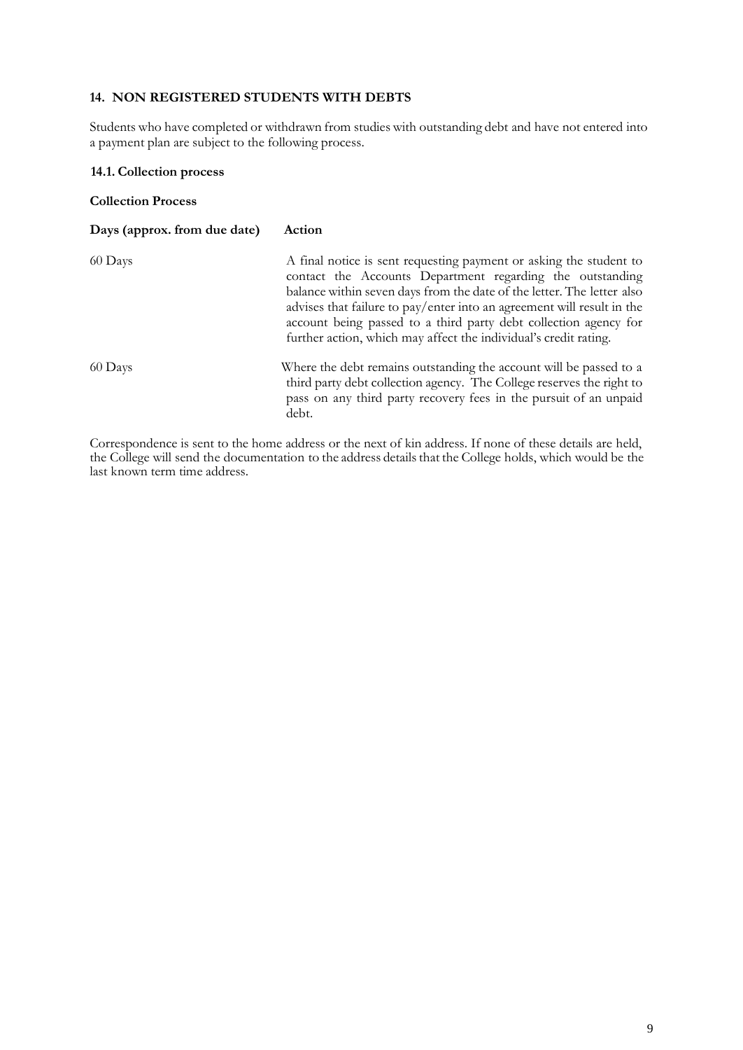## 14. NON REGISTERED STUDENTS WITH DEBTS

Students who have completed or withdrawn from studies with outstanding debt and have not entered into a payment plan are subject to the following process.

### 14.1. Collection process

**Collection Process**

| Days (approx. from due date) | Action |
|---|---|
| 60 Days | A final notice is sent requesting payment or asking the student to contact the Accounts Department regarding the outstanding balance within seven days from the date of the letter. The letter also advises that failure to pay/enter into an agreement will result in the account being passed to a third party debt collection agency for further action, which may affect the individual's credit rating. |
| 60 Days | Where the debt remains outstanding the account will be passed to a third party debt collection agency. The College reserves the right to pass on any third party recovery fees in the pursuit of an unpaid debt. |

Correspondence is sent to the home address or the next of kin address. If none of these details are held, the College will send the documentation to the address details that the College holds, which would be the last known term time address.